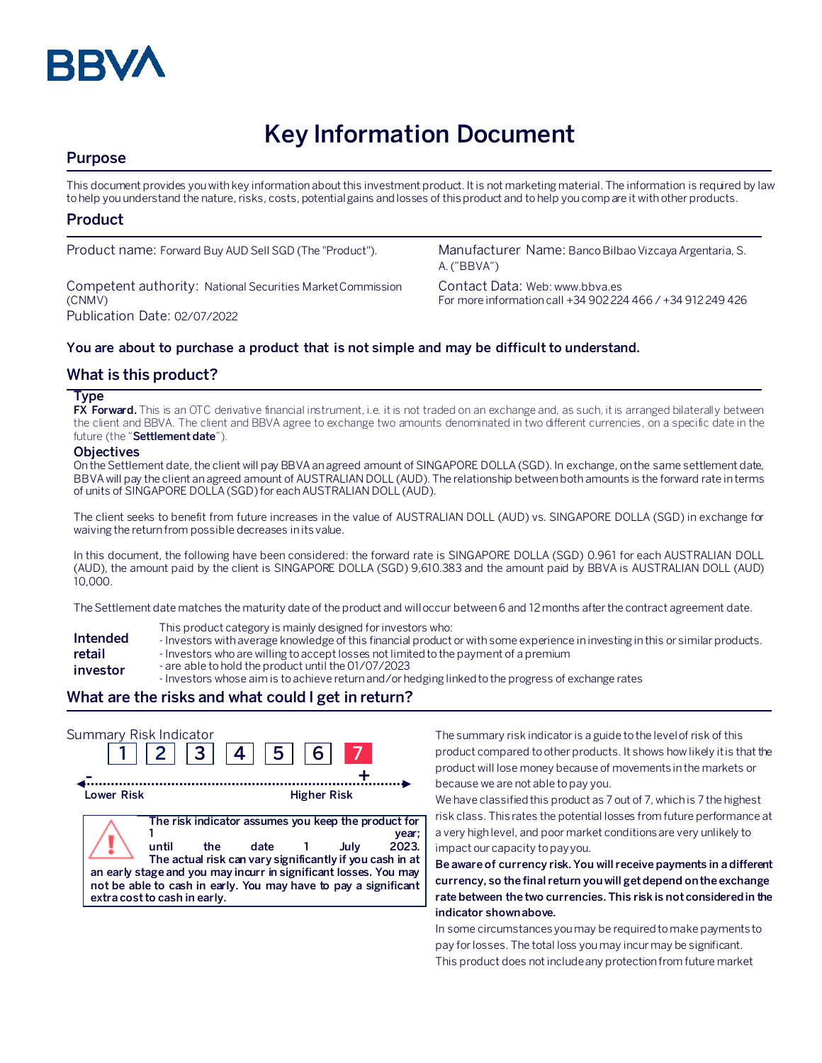# Key Information Document

## Purpose

This document provides you with key information about this investment product. It is not marketing material. The information is required by law to help you understand the nature, risks, costs, potential gains and losses of this product and to help you compare it with other products.

## Product

Product name: Forward Buy AUD Sell SGD (The "Product").

Manufacturer Name: Banco Bilbao Vizcaya Argentaria, S. A. ("BBVA")

Competent authority: National Securities Market Commission (CNMV)

Contact Data: Web: www.bbva.es
For more information call +34 902 224 466 / +34 912 249 426

Publication Date: 02/07/2022

**You are about to purchase a product that is not simple and may be difficult to understand.**

## What is this product?

### Type

**FX Forward.** This is an OTC derivative financial instrument, i.e. it is not traded on an exchange and, as such, it is arranged bilaterally between the client and BBVA. The client and BBVA agree to exchange two amounts denominated in two different currencies, on a specific date in the future (the "**Settlement date**").

### Objectives

On the Settlement date, the client will pay BBVA an agreed amount of SINGAPORE DOLLA (SGD). In exchange, on the same settlement date, BBVA will pay the client an agreed amount of AUSTRALIAN DOLL (AUD). The relationship between both amounts is the forward rate in terms of units of SINGAPORE DOLLA (SGD) for each AUSTRALIAN DOLL (AUD).

The client seeks to benefit from future increases in the value of AUSTRALIAN DOLL (AUD) vs. SINGAPORE DOLLA (SGD) in exchange for waiving the return from possible decreases in its value.

In this document, the following have been considered: the forward rate is SINGAPORE DOLLA (SGD) 0.961 for each AUSTRALIAN DOLL (AUD), the amount paid by the client is SINGAPORE DOLLA (SGD) 9,610.383 and the amount paid by BBVA is AUSTRALIAN DOLL (AUD) 10,000.

The Settlement date matches the maturity date of the product and will occur between 6 and 12 months after the contract agreement date.

**Intended retail investor**

This product category is mainly designed for investors who:
- Investors with average knowledge of this financial product or with some experience in investing in this or similar products.
- Investors who are willing to accept losses not limited to the payment of a premium
- are able to hold the product until the 01/07/2023
- Investors whose aim is to achieve return and/or hedging linked to the progress of exchange rates

## What are the risks and what could I get in return?

Summary Risk Indicator

| 1 | 2 | 3 | 4 | 5 | 6 | **7** |
|---|---|---|---|---|---|---|

Lower Risk ← → Higher Risk

**The risk indicator assumes you keep the product for 1 year; until the date 1 July 2023. The actual risk can vary significantly if you cash in at an early stage and you may incurr in significant losses. You may not be able to cash in early. You may have to pay a significant extra cost to cash in early.**

The summary risk indicator is a guide to the level of risk of this product compared to other products. It shows how likely it is that the product will lose money because of movements in the markets or because we are not able to pay you.

We have classified this product as 7 out of 7, which is 7 the highest risk class. This rates the potential losses from future performance at a very high level, and poor market conditions are very unlikely to impact our capacity to pay you.

**Be aware of currency risk. You will receive payments in a different currency, so the final return you will get depend on the exchange rate between the two currencies. This risk is not considered in the indicator shown above.**

In some circumstances you may be required to make payments to pay for losses. The total loss you may incur may be significant.

This product does not include any protection from future market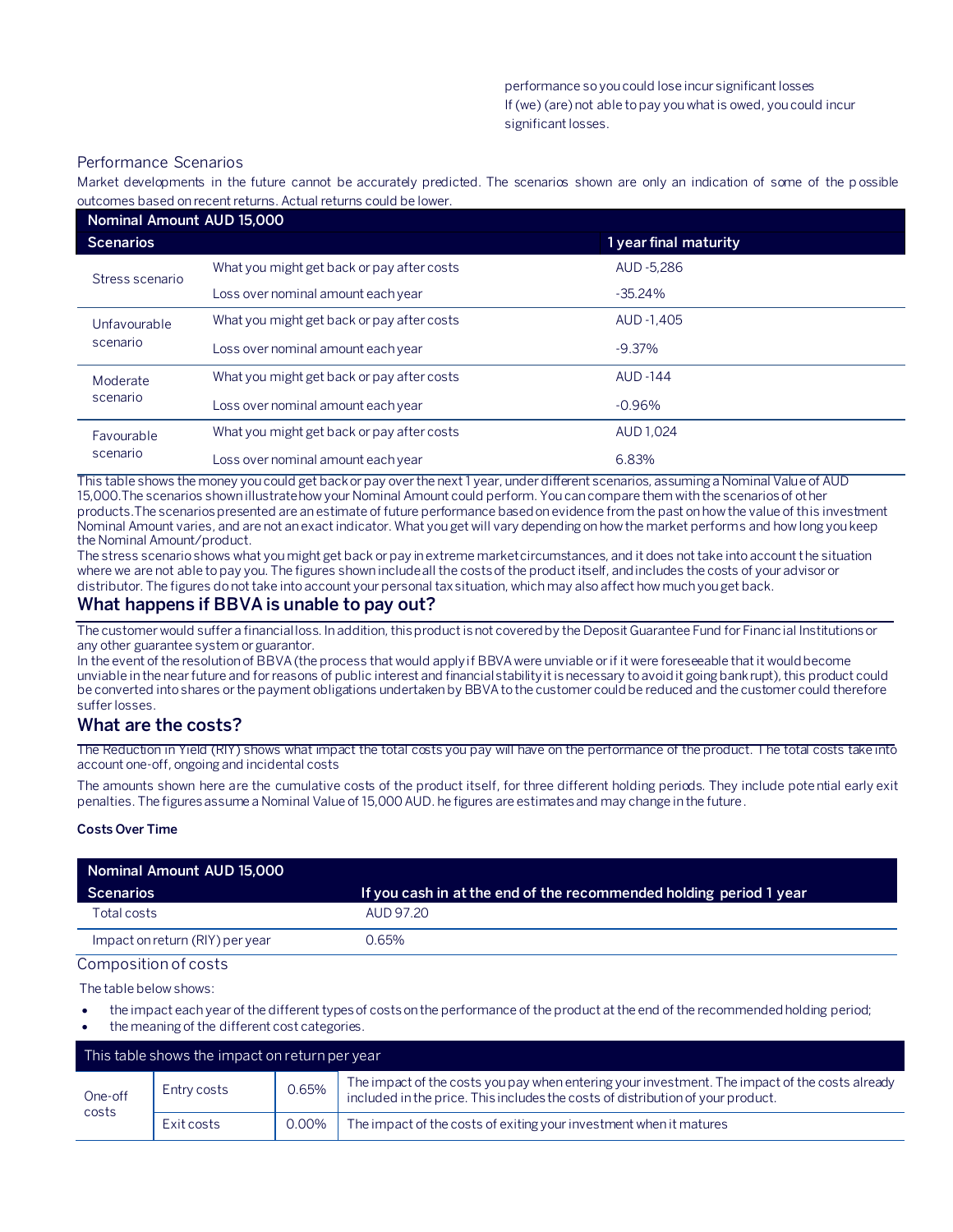performance so you could lose incur significant losses
If (we) (are) not able to pay you what is owed, you could incur significant losses.

Performance Scenarios

Market developments in the future cannot be accurately predicted. The scenarios shown are only an indication of some of the possible outcomes based on recent returns. Actual returns could be lower.

| Nominal Amount AUD 15,000 | | |
|---|---|---|
| **Scenarios** | | **1 year final maturity** |
| Stress scenario | What you might get back or pay after costs | AUD -5,286 |
| | Loss over nominal amount each year | -35.24% |
| Unfavourable scenario | What you might get back or pay after costs | AUD -1,405 |
| | Loss over nominal amount each year | -9.37% |
| Moderate scenario | What you might get back or pay after costs | AUD -144 |
| | Loss over nominal amount each year | -0.96% |
| Favourable scenario | What you might get back or pay after costs | AUD 1,024 |
| | Loss over nominal amount each year | 6.83% |

This table shows the money you could get back or pay over the next 1 year, under different scenarios, assuming a Nominal Value of AUD 15,000.The scenarios shown illustrate how your Nominal Amount could perform. You can compare them with the scenarios of other products.The scenarios presented are an estimate of future performance based on evidence from the past on how the value of this investment Nominal Amount varies, and are not an exact indicator. What you get will vary depending on how the market performs and how long you keep the Nominal Amount/product.
The stress scenario shows what you might get back or pay in extreme market circumstances, and it does not take into account the situation where we are not able to pay you. The figures shown include all the costs of the product itself, and includes the costs of your advisor or distributor. The figures do not take into account your personal tax situation, which may also affect how much you get back.

## What happens if BBVA is unable to pay out?

The customer would suffer a financial loss. In addition, this product is not covered by the Deposit Guarantee Fund for Financial Institutions or any other guarantee system or guarantor.
In the event of the resolution of BBVA (the process that would apply if BBVA were unviable or if it were foreseeable that it would become unviable in the near future and for reasons of public interest and financial stability it is necessary to avoid it going bankrupt), this product could be converted into shares or the payment obligations undertaken by BBVA to the customer could be reduced and the customer could therefore suffer losses.

## What are the costs?

The Reduction in Yield (RIY) shows what impact the total costs you pay will have on the performance of the product. The total costs take into account one-off, ongoing and incidental costs

The amounts shown here are the cumulative costs of the product itself, for three different holding periods. They include potential early exit penalties. The figures assume a Nominal Value of 15,000 AUD. he figures are estimates and may change in the future.

**Costs Over Time**

| Nominal Amount AUD 15,000 | |
|---|---|
| **Scenarios** | **If you cash in at the end of the recommended holding period 1 year** |
| Total costs | AUD 97.20 |
| Impact on return (RIY) per year | 0.65% |

Composition of costs

The table below shows:

- the impact each year of the different types of costs on the performance of the product at the end of the recommended holding period;
- the meaning of the different cost categories.

| This table shows the impact on return per year | | | |
|---|---|---|---|
| One-off costs | Entry costs | 0.65% | The impact of the costs you pay when entering your investment. The impact of the costs already included in the price. This includes the costs of distribution of your product. |
| | Exit costs | 0.00% | The impact of the costs of exiting your investment when it matures |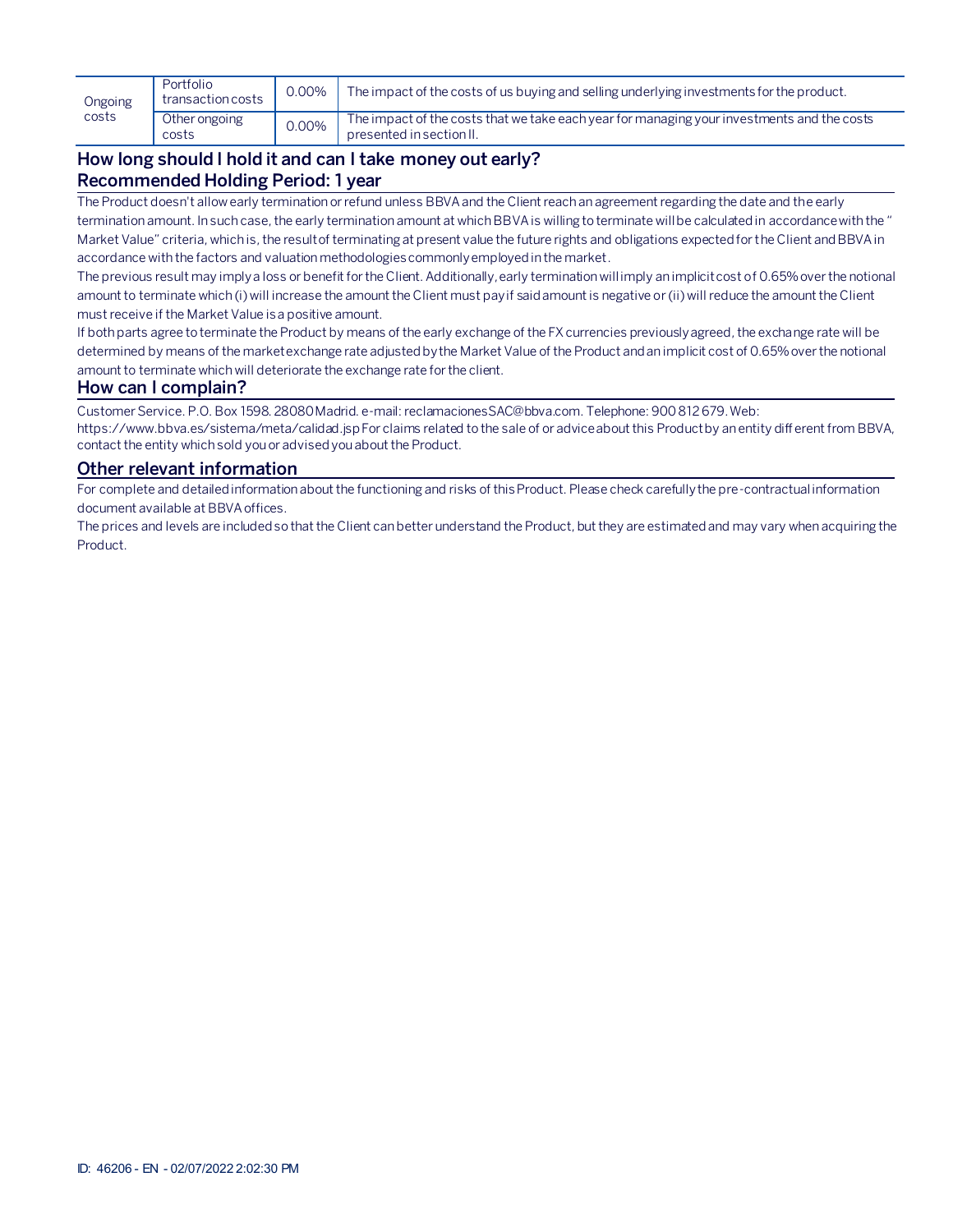| | | | |
|---|---|---|---|
| Ongoing costs | Portfolio transaction costs | 0.00% | The impact of the costs of us buying and selling underlying investments for the product. |
| | Other ongoing costs | 0.00% | The impact of the costs that we take each year for managing your investments and the costs presented in section II. |

## How long should I hold it and can I take money out early?

### Recommended Holding Period: 1 year

The Product doesn't allow early termination or refund unless BBVA and the Client reach an agreement regarding the date and the early termination amount. In such case, the early termination amount at which BBVA is willing to terminate will be calculated in accordance with the " Market Value" criteria, which is, the result of terminating at present value the future rights and obligations expected for the Client and BBVA in accordance with the factors and valuation methodologies commonly employed in the market.

The previous result may imply a loss or benefit for the Client. Additionally, early termination will imply an implicit cost of 0.65% over the notional amount to terminate which (i) will increase the amount the Client must pay if said amount is negative or (ii) will reduce the amount the Client must receive if the Market Value is a positive amount.

If both parts agree to terminate the Product by means of the early exchange of the FX currencies previously agreed, the exchange rate will be determined by means of the market exchange rate adjusted by the Market Value of the Product and an implicit cost of 0.65% over the notional amount to terminate which will deteriorate the exchange rate for the client.

## How can I complain?

Customer Service. P.O. Box 1598. 28080 Madrid. e-mail: reclamacionesSAC@bbva.com. Telephone: 900 812 679. Web: https://www.bbva.es/sistema/meta/calidad.jsp For claims related to the sale of or advice about this Product by an entity different from BBVA, contact the entity which sold you or advised you about the Product.

## Other relevant information

For complete and detailed information about the functioning and risks of this Product. Please check carefully the pre-contractual information document available at BBVA offices.

The prices and levels are included so that the Client can better understand the Product, but they are estimated and may vary when acquiring the Product.

ID: 46206 - EN - 02/07/2022 2:02:30 PM